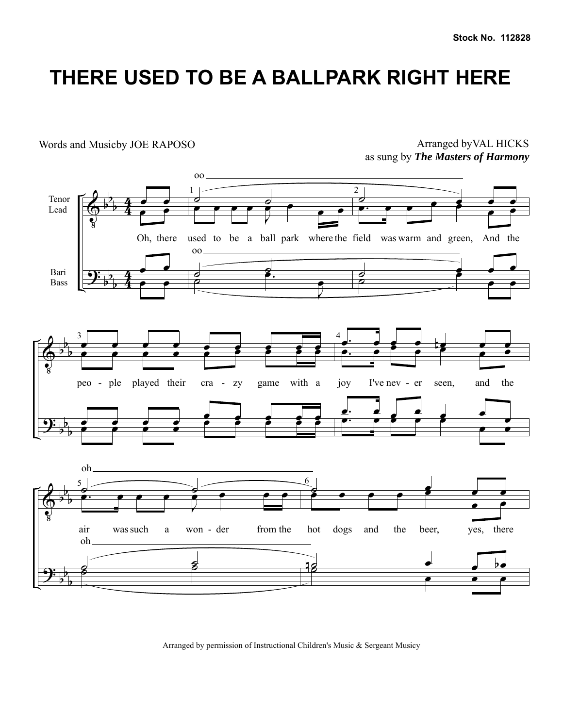Stock No. 112828

# THERE USED TO BE A BALLPARK RIGHT HERE

Words and Musicby JOE RAPOSO

Arranged byVAL HICKS
as sung by ***The Masters of Harmony***

Arranged by permission of Instructional Children's Music & Sergeant Musicy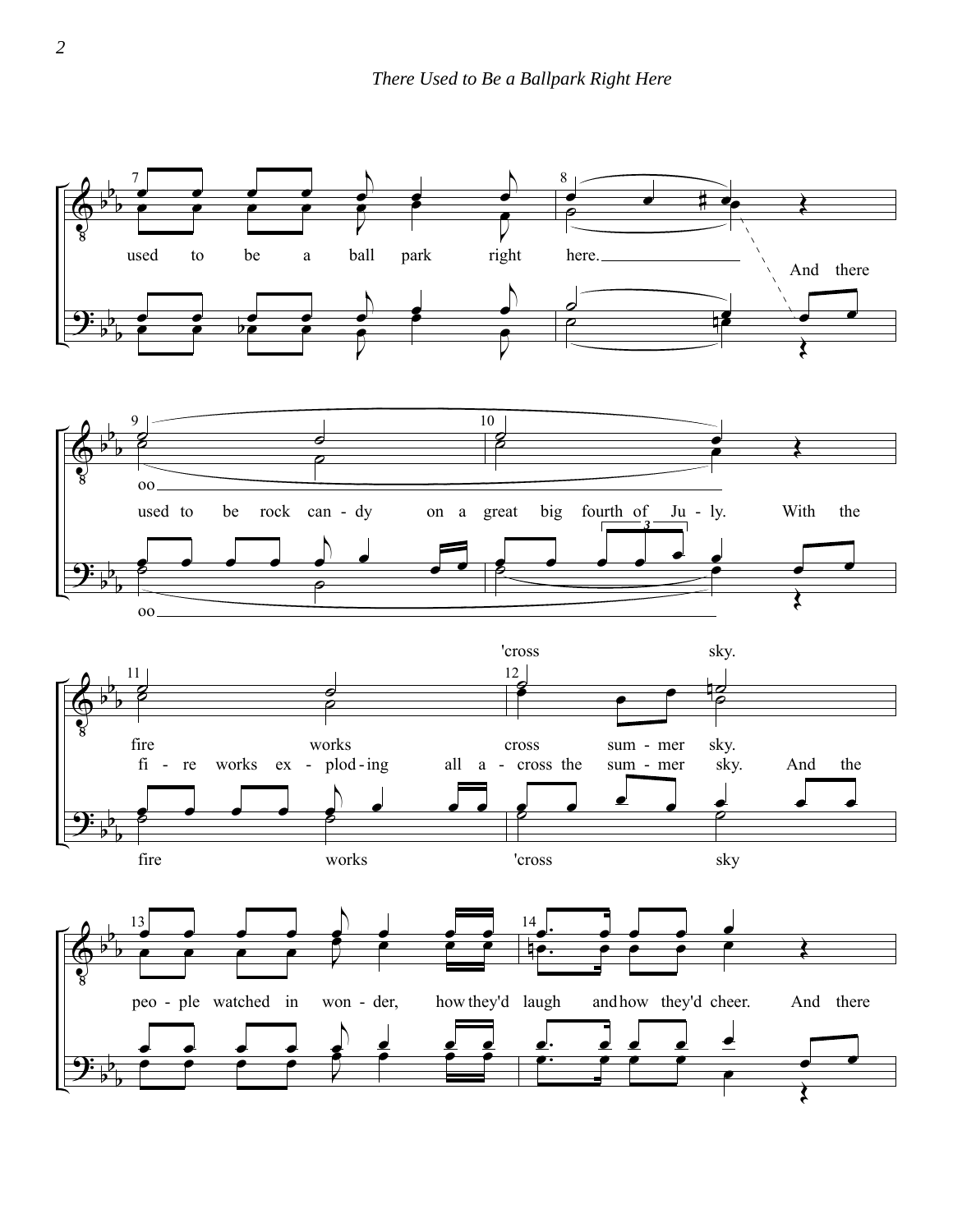*There Used to Be a Ballpark Right Here*

7 used to be a ball park right here.
8 And there

9 oo
used to be rock can - dy
10 on a great big fourth of Ju - ly. With the
oo

11 fire works
12 'cross sum - mer sky.
fi - re works ex - plod - ing all a - cross the sum - mer sky. And the
'cross sky.
fire works 'cross sky

13 peo - ple watched in won - der, how they'd
14 laugh and how they'd cheer. And there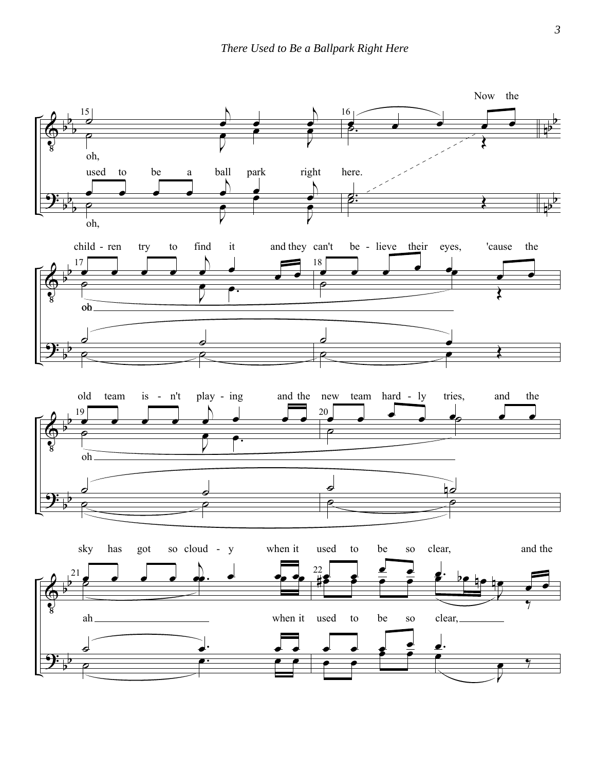Now the

oh,

used to be a ball park right here.

oh,

child - ren try to find it and they can't be - lieve their eyes, 'cause the

oh

old team is - n't play - ing and the new team hard - ly tries, and the

oh

sky has got so cloud - y when it used to be so clear, and the

ah when it used to be so clear,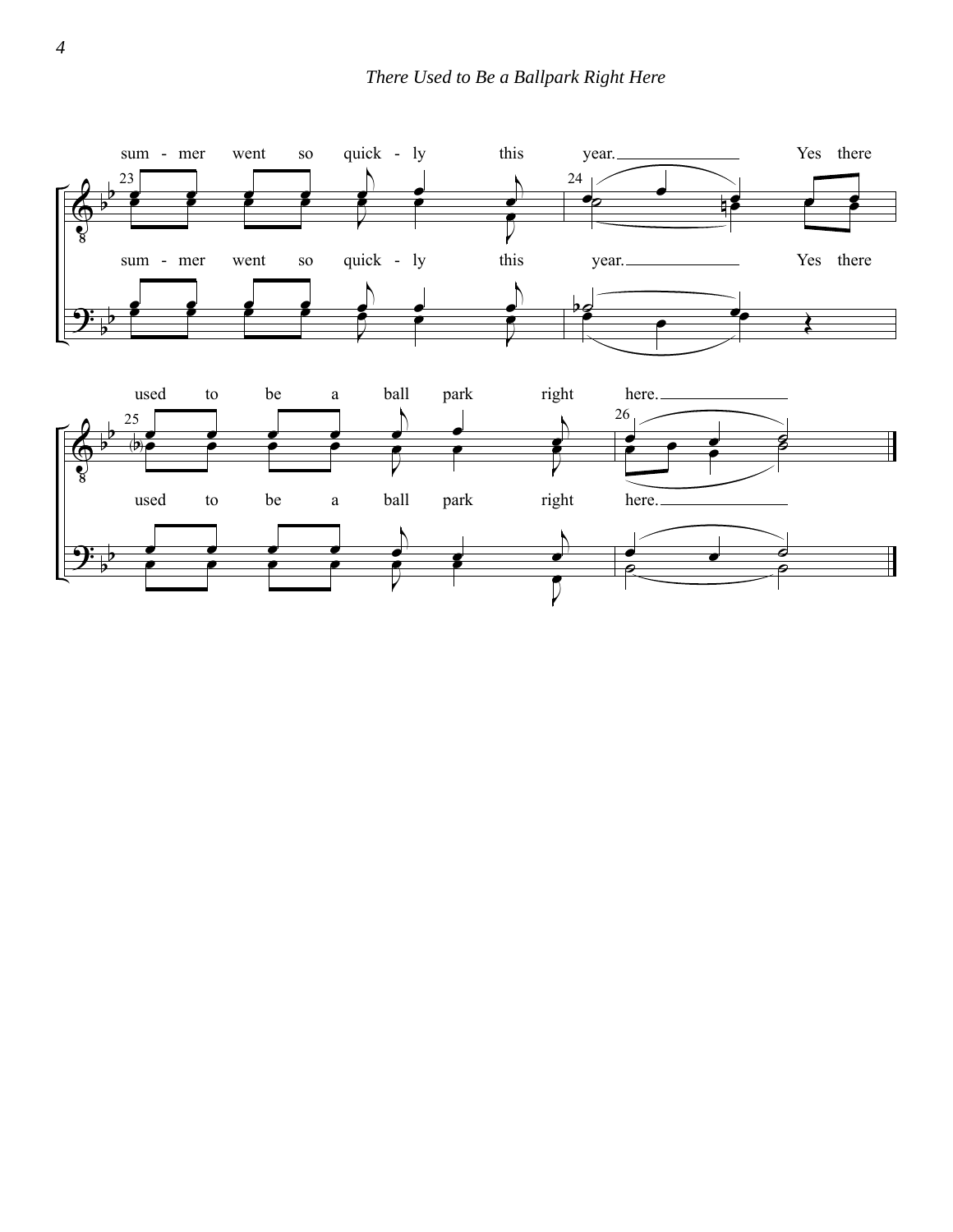sum - mer went so quick - ly this year. Yes there

sum - mer went so quick - ly this year. Yes there

used to be a ball park right here.

used to be a ball park right here.